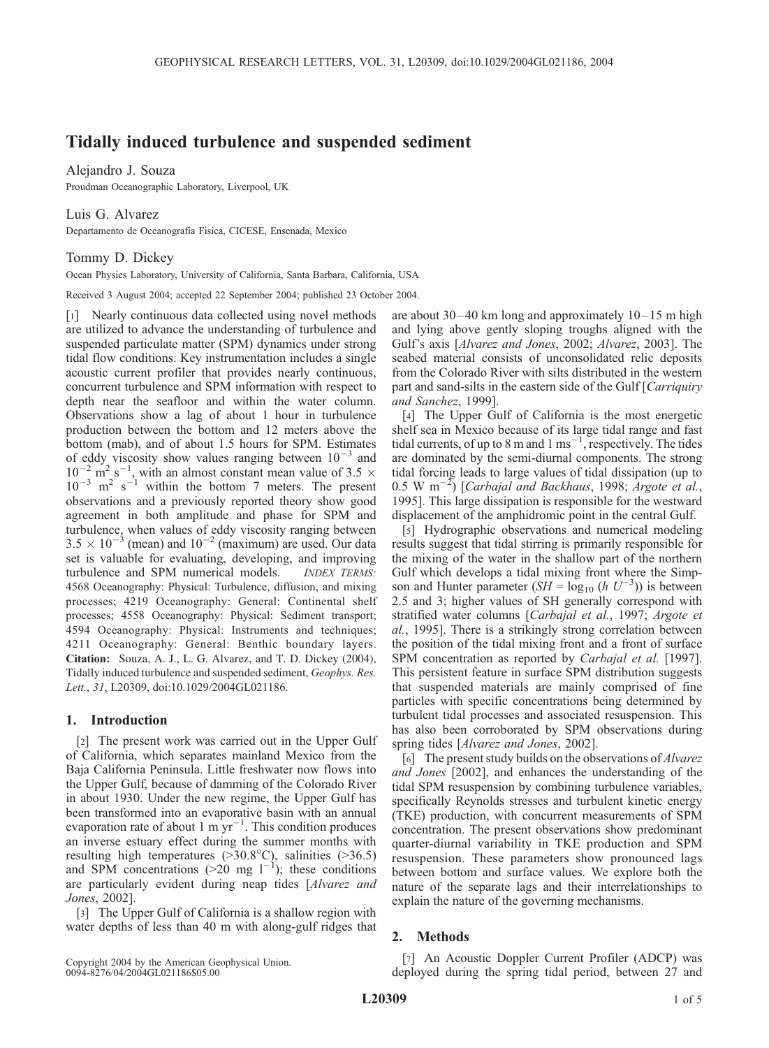# Tidally induced turbulence and suspended sediment

Alejandro J. Souza

Proudman Oceanographic Laboratory, Liverpool, UK

Luis G. Alvarez

Departamento de Oceanografía Física, CICESE, Ensenada, Mexico

Tommy D. Dickey

Ocean Physics Laboratory, University of California, Santa Barbara, California, USA

Received 3 August 2004; accepted 22 September 2004; published 23 October 2004.

[1] Nearly continuous data collected using novel methods are utilized to advance the understanding of turbulence and suspended particulate matter (SPM) dynamics under strong tidal flow conditions. Key instrumentation includes a single acoustic current profiler that provides nearly continuous, concurrent turbulence and SPM information with respect to depth near the seafloor and within the water column. Observations show a lag of about 1 hour in turbulence production between the bottom and 12 meters above the bottom (mab), and of about 1.5 hours for SPM. Estimates of eddy viscosity show values ranging between $10^{-3}$ and $10^{-2}$ m$^2$ s$^{-1}$, with an almost constant mean value of $3.5 \times 10^{-3}$ m$^2$ s$^{-1}$ within the bottom 7 meters. The present observations and a previously reported theory show good agreement in both amplitude and phase for SPM and turbulence, when values of eddy viscosity ranging between $3.5 \times 10^{-3}$ (mean) and $10^{-2}$ (maximum) are used. Our data set is valuable for evaluating, developing, and improving turbulence and SPM numerical models. *INDEX TERMS:* 4568 Oceanography: Physical: Turbulence, diffusion, and mixing processes; 4219 Oceanography: General: Continental shelf processes; 4558 Oceanography: Physical: Sediment transport; 4594 Oceanography: Physical: Instruments and techniques; 4211 Oceanography: General: Benthic boundary layers. **Citation:** Souza, A. J., L. G. Alvarez, and T. D. Dickey (2004), Tidally induced turbulence and suspended sediment, *Geophys. Res. Lett.*, *31*, L20309, doi:10.1029/2004GL021186.

## 1. Introduction

[2] The present work was carried out in the Upper Gulf of California, which separates mainland Mexico from the Baja California Peninsula. Little freshwater now flows into the Upper Gulf, because of damming of the Colorado River in about 1930. Under the new regime, the Upper Gulf has been transformed into an evaporative basin with an annual evaporation rate of about 1 m yr$^{-1}$. This condition produces an inverse estuary effect during the summer months with resulting high temperatures (>30.8°C), salinities (>36.5) and SPM concentrations (>20 mg l$^{-1}$); these conditions are particularly evident during neap tides [*Alvarez and Jones*, 2002].

[3] The Upper Gulf of California is a shallow region with water depths of less than 40 m with along-gulf ridges that are about 30–40 km long and approximately 10–15 m high and lying above gently sloping troughs aligned with the Gulf's axis [*Alvarez and Jones*, 2002; *Alvarez*, 2003]. The seabed material consists of unconsolidated relic deposits from the Colorado River with silts distributed in the western part and sand-silts in the eastern side of the Gulf [*Carriquiry and Sanchez*, 1999].

[4] The Upper Gulf of California is the most energetic shelf sea in Mexico because of its large tidal range and fast tidal currents, of up to 8 m and 1 ms$^{-1}$, respectively. The tides are dominated by the semi-diurnal components. The strong tidal forcing leads to large values of tidal dissipation (up to 0.5 W m$^{-2}$) [*Carbajal and Backhaus*, 1998; *Argote et al.*, 1995]. This large dissipation is responsible for the westward displacement of the amphidromic point in the central Gulf.

[5] Hydrographic observations and numerical modeling results suggest that tidal stirring is primarily responsible for the mixing of the water in the shallow part of the northern Gulf which develops a tidal mixing front where the Simpson and Hunter parameter ($SH = \log_{10}(h\ U^{-3})$) is between 2.5 and 3; higher values of SH generally correspond with stratified water columns [*Carbajal et al.*, 1997; *Argote et al.*, 1995]. There is a strikingly strong correlation between the position of the tidal mixing front and a front of surface SPM concentration as reported by *Carbajal et al.* [1997]. This persistent feature in surface SPM distribution suggests that suspended materials are mainly comprised of fine particles with specific concentrations being determined by turbulent tidal processes and associated resuspension. This has also been corroborated by SPM observations during spring tides [*Alvarez and Jones*, 2002].

[6] The present study builds on the observations of *Alvarez and Jones* [2002], and enhances the understanding of the tidal SPM resuspension by combining turbulence variables, specifically Reynolds stresses and turbulent kinetic energy (TKE) production, with concurrent measurements of SPM concentration. The present observations show predominant quarter-diurnal variability in TKE production and SPM resuspension. These parameters show pronounced lags between bottom and surface values. We explore both the nature of the separate lags and their interrelationships to explain the nature of the governing mechanisms.

## 2. Methods

[7] An Acoustic Doppler Current Profiler (ADCP) was deployed during the spring tidal period, between 27 and

Copyright 2004 by the American Geophysical Union.
0094-8276/04/2004GL021186$05.00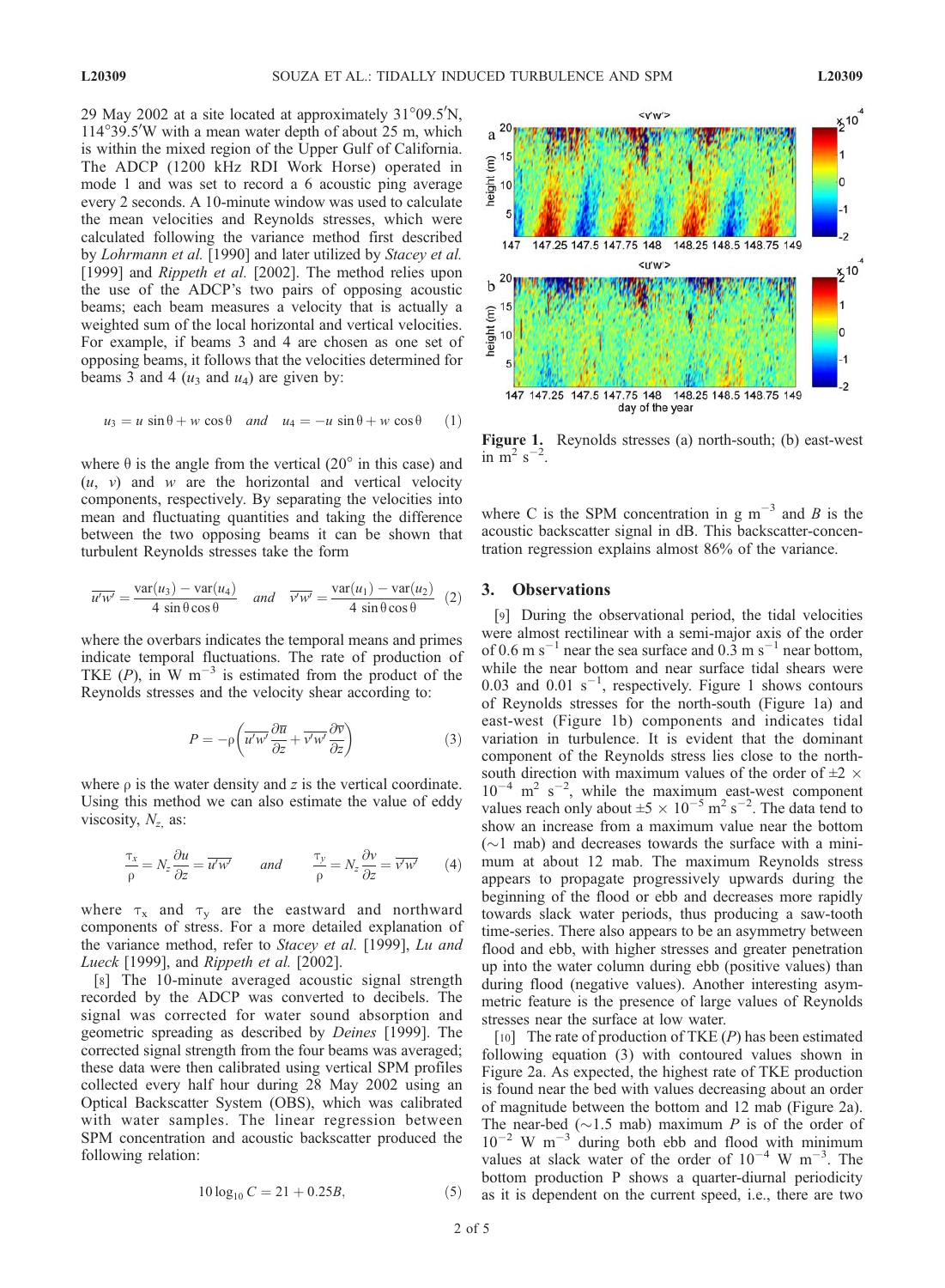29 May 2002 at a site located at approximately 31°09.5′N, 114°39.5′W with a mean water depth of about 25 m, which is within the mixed region of the Upper Gulf of California. The ADCP (1200 kHz RDI Work Horse) operated in mode 1 and was set to record a 6 acoustic ping average every 2 seconds. A 10-minute window was used to calculate the mean velocities and Reynolds stresses, which were calculated following the variance method first described by *Lohrmann et al.* [1990] and later utilized by *Stacey et al.* [1999] and *Rippeth et al.* [2002]. The method relies upon the use of the ADCP's two pairs of opposing acoustic beams; each beam measures a velocity that is actually a weighted sum of the local horizontal and vertical velocities. For example, if beams 3 and 4 are chosen as one set of opposing beams, it follows that the velocities determined for beams 3 and 4 ($u_3$ and $u_4$) are given by:

$$u_3 = u \sin\theta + w \cos\theta \quad and \quad u_4 = -u \sin\theta + w \cos\theta \qquad (1)$$

where θ is the angle from the vertical (20° in this case) and ($u$, $v$) and $w$ are the horizontal and vertical velocity components, respectively. By separating the velocities into mean and fluctuating quantities and taking the difference between the two opposing beams it can be shown that turbulent Reynolds stresses take the form

$$\overline{u'w'} = \frac{\mathrm{var}(u_3) - \mathrm{var}(u_4)}{4 \sin\theta \cos\theta} \quad and \quad \overline{v'w'} = \frac{\mathrm{var}(u_1) - \mathrm{var}(u_2)}{4 \sin\theta \cos\theta} \qquad (2)$$

where the overbars indicates the temporal means and primes indicate temporal fluctuations. The rate of production of TKE ($P$), in W m$^{-3}$ is estimated from the product of the Reynolds stresses and the velocity shear according to:

$$P = -\rho\left(\overline{u'w'}\frac{\partial \overline{u}}{\partial z} + \overline{v'w'}\frac{\partial \overline{v}}{\partial z}\right) \qquad (3)$$

where ρ is the water density and $z$ is the vertical coordinate. Using this method we can also estimate the value of eddy viscosity, $N_z$, as:

$$\frac{\tau_x}{\rho} = N_z\frac{\partial u}{\partial z} = \overline{u'w'} \qquad and \qquad \frac{\tau_y}{\rho} = N_z\frac{\partial v}{\partial z} = \overline{v'w'} \qquad (4)$$

where $\tau_x$ and $\tau_y$ are the eastward and northward components of stress. For a more detailed explanation of the variance method, refer to *Stacey et al.* [1999], *Lu and Lueck* [1999], and *Rippeth et al.* [2002].

[8] The 10-minute averaged acoustic signal strength recorded by the ADCP was converted to decibels. The signal was corrected for water sound absorption and geometric spreading as described by *Deines* [1999]. The corrected signal strength from the four beams was averaged; these data were then calibrated using vertical SPM profiles collected every half hour during 28 May 2002 using an Optical Backscatter System (OBS), which was calibrated with water samples. The linear regression between SPM concentration and acoustic backscatter produced the following relation:

$$10 \log_{10} C = 21 + 0.25B, \qquad (5)$$

**Figure 1.** Reynolds stresses (a) north-south; (b) east-west in m$^2$ s$^{-2}$.

where C is the SPM concentration in g m$^{-3}$ and $B$ is the acoustic backscatter signal in dB. This backscatter-concentration regression explains almost 86% of the variance.

## 3. Observations

[9] During the observational period, the tidal velocities were almost rectilinear with a semi-major axis of the order of 0.6 m s$^{-1}$ near the sea surface and 0.3 m s$^{-1}$ near bottom, while the near bottom and near surface tidal shears were 0.03 and 0.01 s$^{-1}$, respectively. Figure 1 shows contours of Reynolds stresses for the north-south (Figure 1a) and east-west (Figure 1b) components and indicates tidal variation in turbulence. It is evident that the dominant component of the Reynolds stress lies close to the north-south direction with maximum values of the order of ±2 × 10$^{-4}$ m$^2$ s$^{-2}$, while the maximum east-west component values reach only about ±5 × 10$^{-5}$ m$^2$ s$^{-2}$. The data tend to show an increase from a maximum value near the bottom (∼1 mab) and decreases towards the surface with a minimum at about 12 mab. The maximum Reynolds stress appears to propagate progressively upwards during the beginning of the flood or ebb and decreases more rapidly towards slack water periods, thus producing a saw-tooth time-series. There also appears to be an asymmetry between flood and ebb, with higher stresses and greater penetration up into the water column during ebb (positive values) than during flood (negative values). Another interesting asymmetric feature is the presence of large values of Reynolds stresses near the surface at low water.

[10] The rate of production of TKE ($P$) has been estimated following equation (3) with contoured values shown in Figure 2a. As expected, the highest rate of TKE production is found near the bed with values decreasing about an order of magnitude between the bottom and 12 mab (Figure 2a). The near-bed (∼1.5 mab) maximum $P$ is of the order of 10$^{-2}$ W m$^{-3}$ during both ebb and flood with minimum values at slack water of the order of 10$^{-4}$ W m$^{-3}$. The bottom production P shows a quarter-diurnal periodicity as it is dependent on the current speed, i.e., there are two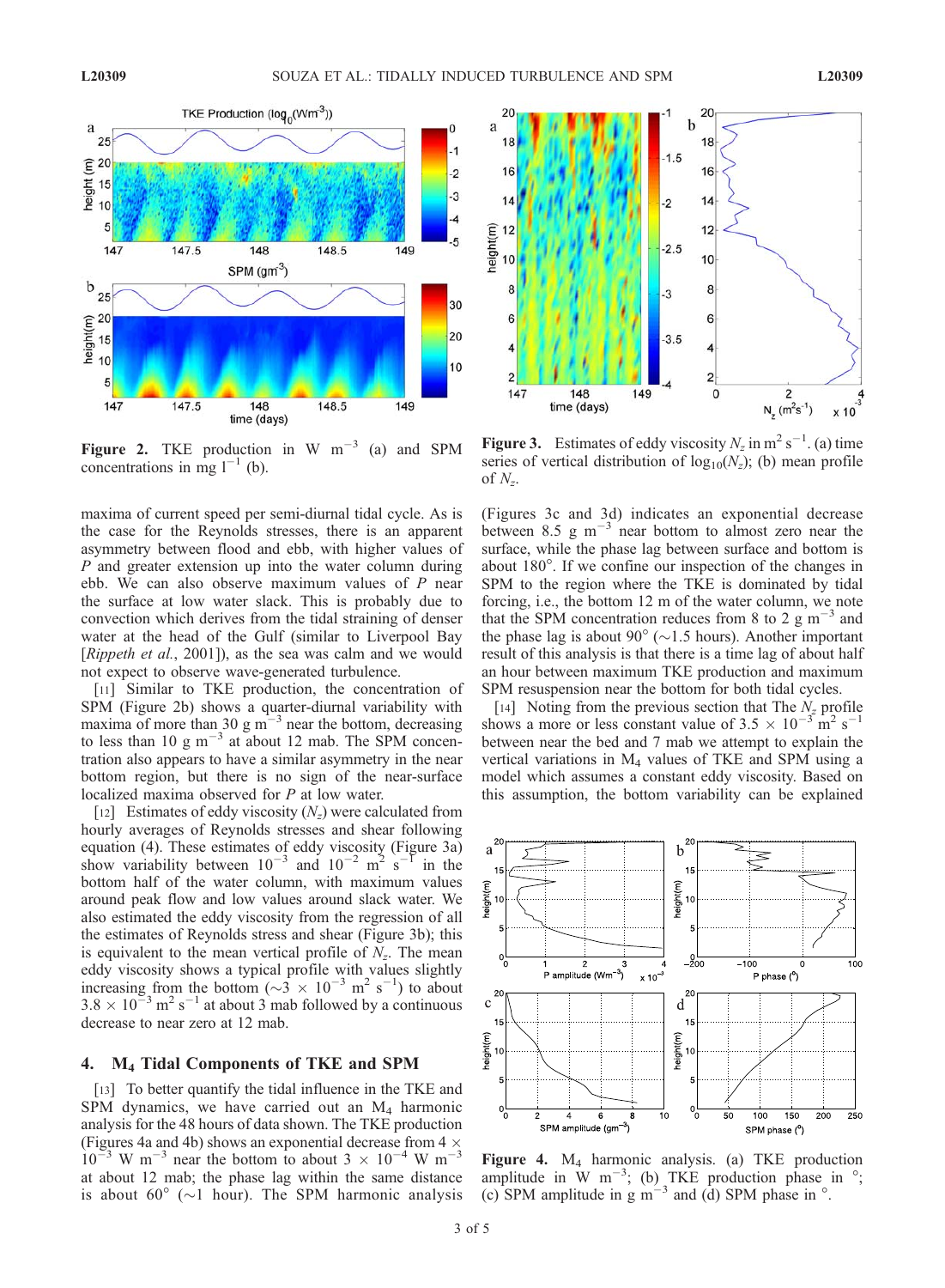Figure 2. TKE production in W m$^{-3}$ (a) and SPM concentrations in mg l$^{-1}$ (b).

Figure 3. Estimates of eddy viscosity $N_z$ in m$^2$ s$^{-1}$. (a) time series of vertical distribution of $\log_{10}(N_z)$; (b) mean profile of $N_z$.

maxima of current speed per semi-diurnal tidal cycle. As is the case for the Reynolds stresses, there is an apparent asymmetry between flood and ebb, with higher values of $P$ and greater extension up into the water column during ebb. We can also observe maximum values of $P$ near the surface at low water slack. This is probably due to convection which derives from the tidal straining of denser water at the head of the Gulf (similar to Liverpool Bay [*Rippeth et al.*, 2001]), as the sea was calm and we would not expect to observe wave-generated turbulence.

[11] Similar to TKE production, the concentration of SPM (Figure 2b) shows a quarter-diurnal variability with maxima of more than 30 g m$^{-3}$ near the bottom, decreasing to less than 10 g m$^{-3}$ at about 12 mab. The SPM concentration also appears to have a similar asymmetry in the near bottom region, but there is no sign of the near-surface localized maxima observed for $P$ at low water.

[12] Estimates of eddy viscosity ($N_z$) were calculated from hourly averages of Reynolds stresses and shear following equation (4). These estimates of eddy viscosity (Figure 3a) show variability between $10^{-3}$ and $10^{-2}$ m$^2$ s$^{-1}$ in the bottom half of the water column, with maximum values around peak flow and low values around slack water. We also estimated the eddy viscosity from the regression of all the estimates of Reynolds stress and shear (Figure 3b); this is equivalent to the mean vertical profile of $N_z$. The mean eddy viscosity shows a typical profile with values slightly increasing from the bottom ($\sim 3 \times 10^{-3}$ m$^2$ s$^{-1}$) to about $3.8 \times 10^{-3}$ m$^2$ s$^{-1}$ at about 3 mab followed by a continuous decrease to near zero at 12 mab.

## 4. $M_4$ Tidal Components of TKE and SPM

[13] To better quantify the tidal influence in the TKE and SPM dynamics, we have carried out an $M_4$ harmonic analysis for the 48 hours of data shown. The TKE production (Figures 4a and 4b) shows an exponential decrease from $4 \times 10^{-3}$ W m$^{-3}$ near the bottom to about $3 \times 10^{-4}$ W m$^{-3}$ at about 12 mab; the phase lag within the same distance is about 60° (~1 hour). The SPM harmonic analysis (Figures 3c and 3d) indicates an exponential decrease between 8.5 g m$^{-3}$ near bottom to almost zero near the surface, while the phase lag between surface and bottom is about 180°. If we confine our inspection of the changes in SPM to the region where the TKE is dominated by tidal forcing, i.e., the bottom 12 m of the water column, we note that the SPM concentration reduces from 8 to 2 g m$^{-3}$ and the phase lag is about 90° (~1.5 hours). Another important result of this analysis is that there is a time lag of about half an hour between maximum TKE production and maximum SPM resuspension near the bottom for both tidal cycles.

[14] Noting from the previous section that The $N_z$ profile shows a more or less constant value of $3.5 \times 10^{-3}$ m$^2$ s$^{-1}$ between near the bed and 7 mab we attempt to explain the vertical variations in $M_4$ values of TKE and SPM using a model which assumes a constant eddy viscosity. Based on this assumption, the bottom variability can be explained

Figure 4. $M_4$ harmonic analysis. (a) TKE production amplitude in W m$^{-3}$; (b) TKE production phase in °; (c) SPM amplitude in g m$^{-3}$ and (d) SPM phase in °.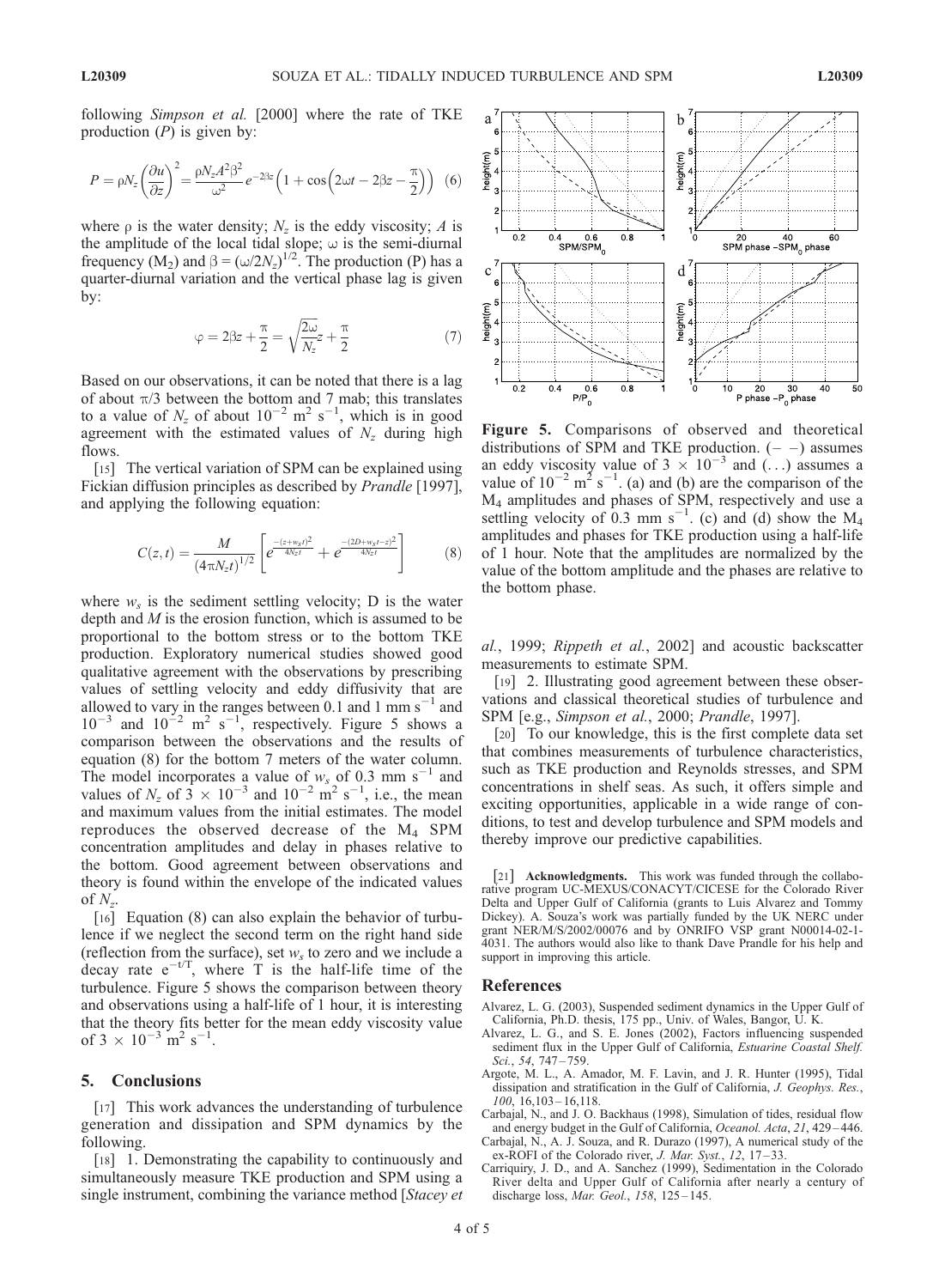following *Simpson et al.* [2000] where the rate of TKE production ($P$) is given by:

$$P = \rho N_z \left(\frac{\partial u}{\partial z}\right)^2 = \frac{\rho N_z A^2 \beta^2}{\omega^2} e^{-2\beta z}\left(1 + \cos\left(2\omega t - 2\beta z - \frac{\pi}{2}\right)\right) \quad (6)$$

where $\rho$ is the water density; $N_z$ is the eddy viscosity; $A$ is the amplitude of the local tidal slope; $\omega$ is the semi-diurnal frequency ($M_2$) and $\beta = (\omega/2N_z)^{1/2}$. The production (P) has a quarter-diurnal variation and the vertical phase lag is given by:

$$\varphi = 2\beta z + \frac{\pi}{2} = \sqrt{\frac{2\omega}{N_z}} z + \frac{\pi}{2} \quad (7)$$

Based on our observations, it can be noted that there is a lag of about $\pi/3$ between the bottom and 7 mab; this translates to a value of $N_z$ of about $10^{-2}$ m$^2$ s$^{-1}$, which is in good agreement with the estimated values of $N_z$ during high flows.

[15] The vertical variation of SPM can be explained using Fickian diffusion principles as described by *Prandle* [1997], and applying the following equation:

$$C(z,t) = \frac{M}{(4\pi N_z t)^{1/2}}\left[e^{\frac{-(z+w_s t)^2}{4N_z t}} + e^{\frac{-(2D+w_s t - z)^2}{4N_z t}}\right] \quad (8)$$

where $w_s$ is the sediment settling velocity; D is the water depth and $M$ is the erosion function, which is assumed to be proportional to the bottom stress or to the bottom TKE production. Exploratory numerical studies showed good qualitative agreement with the observations by prescribing values of settling velocity and eddy diffusivity that are allowed to vary in the ranges between 0.1 and 1 mm s$^{-1}$ and $10^{-3}$ and $10^{-2}$ m$^2$ s$^{-1}$, respectively. Figure 5 shows a comparison between the observations and the results of equation (8) for the bottom 7 meters of the water column. The model incorporates a value of $w_s$ of 0.3 mm s$^{-1}$ and values of $N_z$ of $3 \times 10^{-3}$ and $10^{-2}$ m$^2$ s$^{-1}$, i.e., the mean and maximum values from the initial estimates. The model reproduces the observed decrease of the $M_4$ SPM concentration amplitudes and delay in phases relative to the bottom. Good agreement between observations and theory is found within the envelope of the indicated values of $N_z$.

[16] Equation (8) can also explain the behavior of turbulence if we neglect the second term on the right hand side (reflection from the surface), set $w_s$ to zero and we include a decay rate $e^{-t/T}$, where T is the half-life time of the turbulence. Figure 5 shows the comparison between theory and observations using a half-life of 1 hour, it is interesting that the theory fits better for the mean eddy viscosity value of $3 \times 10^{-3}$ m$^2$ s$^{-1}$.

**Figure 5.** Comparisons of observed and theoretical distributions of SPM and TKE production. (– –) assumes an eddy viscosity value of $3 \times 10^{-3}$ and (…) assumes a value of $10^{-2}$ m$^2$ s$^{-1}$. (a) and (b) are the comparison of the $M_4$ amplitudes and phases of SPM, respectively and use a settling velocity of 0.3 mm s$^{-1}$. (c) and (d) show the $M_4$ amplitudes and phases for TKE production using a half-life of 1 hour. Note that the amplitudes are normalized by the value of the bottom amplitude and the phases are relative to the bottom phase.

## 5. Conclusions

[17] This work advances the understanding of turbulence generation and dissipation and SPM dynamics by the following.

[18] 1. Demonstrating the capability to continuously and simultaneously measure TKE production and SPM using a single instrument, combining the variance method [*Stacey et al.*, 1999; *Rippeth et al.*, 2002] and acoustic backscatter measurements to estimate SPM.

[19] 2. Illustrating good agreement between these observations and classical theoretical studies of turbulence and SPM [e.g., *Simpson et al.*, 2000; *Prandle*, 1997].

[20] To our knowledge, this is the first complete data set that combines measurements of turbulence characteristics, such as TKE production and Reynolds stresses, and SPM concentrations in shelf seas. As such, it offers simple and exciting opportunities, applicable in a wide range of conditions, to test and develop turbulence and SPM models and thereby improve our predictive capabilities.

[21] **Acknowledgments.** This work was funded through the collaborative program UC-MEXUS/CONACYT/CICESE for the Colorado River Delta and Upper Gulf of California (grants to Luis Alvarez and Tommy Dickey). A. Souza's work was partially funded by the UK NERC under grant NER/M/S/2002/00076 and by ONRIFO VSP grant N00014-02-1-4031. The authors would also like to thank Dave Prandle for his help and support in improving this article.

## References

Alvarez, L. G. (2003), Suspended sediment dynamics in the Upper Gulf of California, Ph.D. thesis, 175 pp., Univ. of Wales, Bangor, U. K.

Alvarez, L. G., and S. E. Jones (2002), Factors influencing suspended sediment flux in the Upper Gulf of California, *Estuarine Coastal Shelf. Sci.*, *54*, 747–759.

Argote, M. L., A. Amador, M. F. Lavin, and J. R. Hunter (1995), Tidal dissipation and stratification in the Gulf of California, *J. Geophys. Res.*, *100*, 16,103–16,118.

Carbajal, N., and J. O. Backhaus (1998), Simulation of tides, residual flow and energy budget in the Gulf of California, *Oceanol. Acta*, *21*, 429–446.

Carbajal, N., A. J. Souza, and R. Durazo (1997), A numerical study of the ex-ROFI of the Colorado river, *J. Mar. Syst.*, *12*, 17–33.

Carriquiry, J. D., and A. Sanchez (1999), Sedimentation in the Colorado River delta and Upper Gulf of California after nearly a century of discharge loss, *Mar. Geol.*, *158*, 125–145.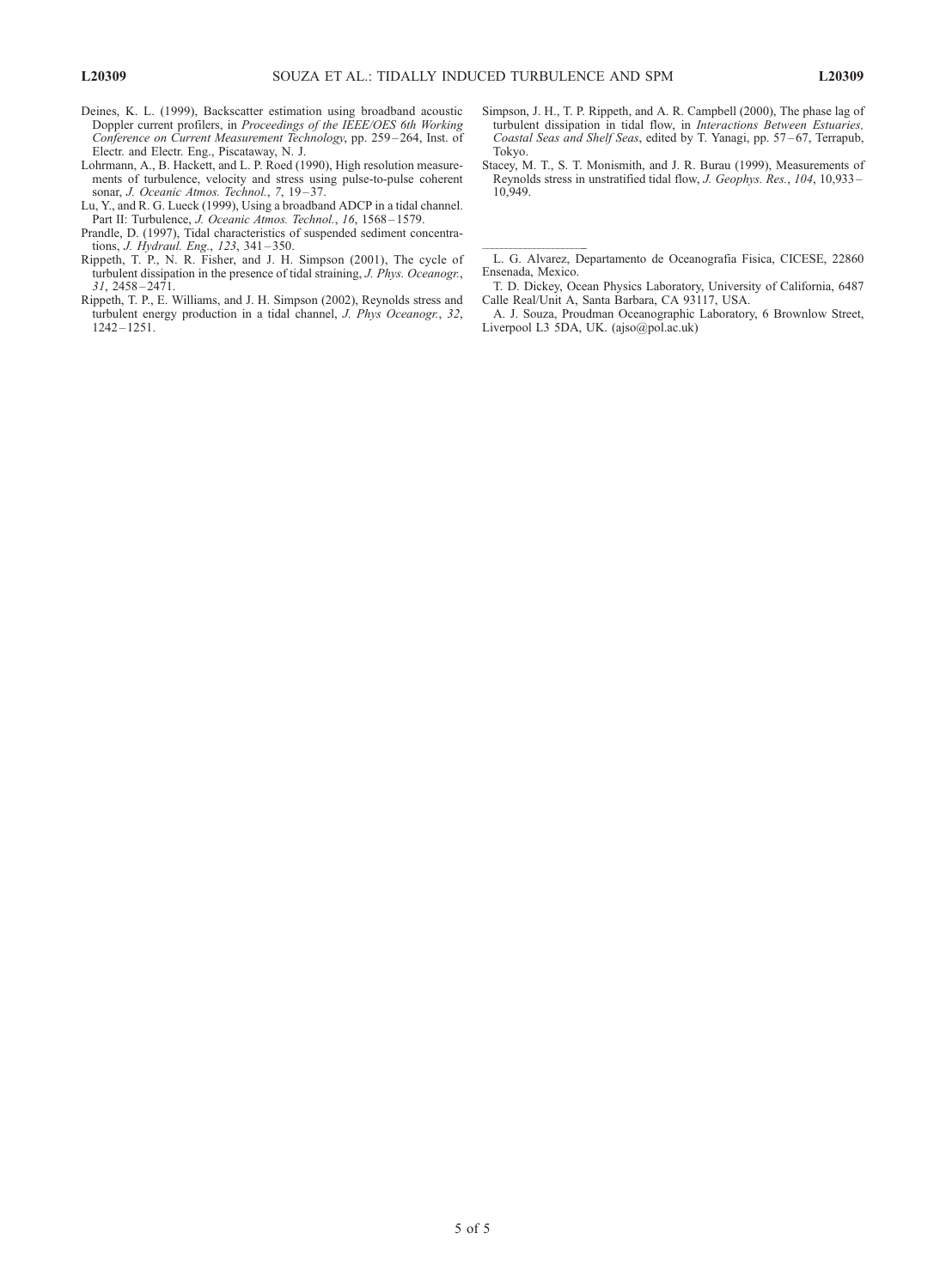Deines, K. L. (1999), Backscatter estimation using broadband acoustic Doppler current profilers, in *Proceedings of the IEEE/OES 6th Working Conference on Current Measurement Technology*, pp. 259–264, Inst. of Electr. and Electr. Eng., Piscataway, N. J.

Lohrmann, A., B. Hackett, and L. P. Roed (1990), High resolution measurements of turbulence, velocity and stress using pulse-to-pulse coherent sonar, *J. Oceanic Atmos. Technol.*, *7*, 19–37.

Lu, Y., and R. G. Lueck (1999), Using a broadband ADCP in a tidal channel. Part II: Turbulence, *J. Oceanic Atmos. Technol.*, *16*, 1568–1579.

Prandle, D. (1997), Tidal characteristics of suspended sediment concentrations, *J. Hydraul. Eng.*, *123*, 341–350.

Rippeth, T. P., N. R. Fisher, and J. H. Simpson (2001), The cycle of turbulent dissipation in the presence of tidal straining, *J. Phys. Oceanogr.*, *31*, 2458–2471.

Rippeth, T. P., E. Williams, and J. H. Simpson (2002), Reynolds stress and turbulent energy production in a tidal channel, *J. Phys Oceanogr.*, *32*, 1242–1251.

Simpson, J. H., T. P. Rippeth, and A. R. Campbell (2000), The phase lag of turbulent dissipation in tidal flow, in *Interactions Between Estuaries, Coastal Seas and Shelf Seas*, edited by T. Yanagi, pp. 57–67, Terrapub, Tokyo.

Stacey, M. T., S. T. Monismith, and J. R. Burau (1999), Measurements of Reynolds stress in unstratified tidal flow, *J. Geophys. Res.*, *104*, 10,933–10,949.

---

L. G. Alvarez, Departamento de Oceanografia Fisica, CICESE, 22860 Ensenada, Mexico.

T. D. Dickey, Ocean Physics Laboratory, University of California, 6487 Calle Real/Unit A, Santa Barbara, CA 93117, USA.

A. J. Souza, Proudman Oceanographic Laboratory, 6 Brownlow Street, Liverpool L3 5DA, UK. (ajso@pol.ac.uk)